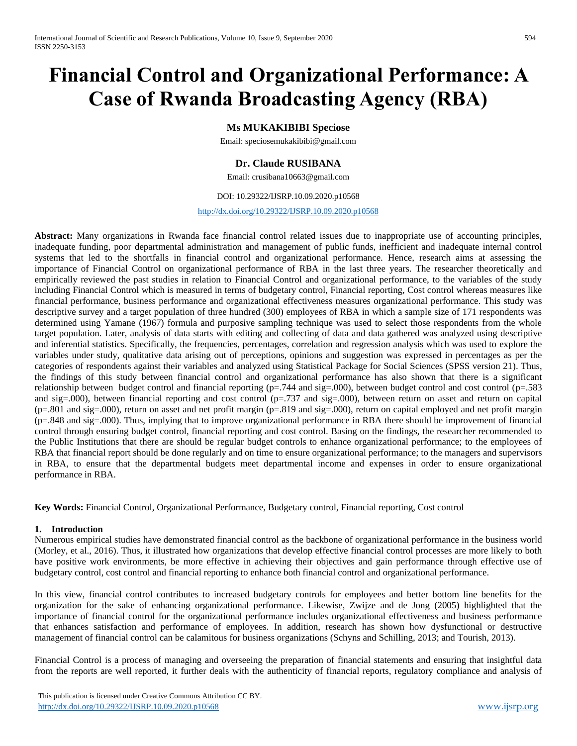# Financial Control and Organizational Performance: A Case of Rwanda Broadcasting Agency (RBA)

**Ms MUKAKIBIBI Speciose**

Email: speciosemukakibibi@gmail.com

**Dr. Claude RUSIBANA**

Email: crusibana10663@gmail.com

DOI: 10.29322/IJSRP.10.09.2020.p10568

http://dx.doi.org/10.29322/IJSRP.10.09.2020.p10568

**Abstract:** Many organizations in Rwanda face financial control related issues due to inappropriate use of accounting principles, inadequate funding, poor departmental administration and management of public funds, inefficient and inadequate internal control systems that led to the shortfalls in financial control and organizational performance. Hence, research aims at assessing the importance of Financial Control on organizational performance of RBA in the last three years. The researcher theoretically and empirically reviewed the past studies in relation to Financial Control and organizational performance, to the variables of the study including Financial Control which is measured in terms of budgetary control, Financial reporting, Cost control whereas measures like financial performance, business performance and organizational effectiveness measures organizational performance. This study was descriptive survey and a target population of three hundred (300) employees of RBA in which a sample size of 171 respondents was determined using Yamane (1967) formula and purposive sampling technique was used to select those respondents from the whole target population. Later, analysis of data starts with editing and collecting of data and data gathered was analyzed using descriptive and inferential statistics. Specifically, the frequencies, percentages, correlation and regression analysis which was used to explore the variables under study, qualitative data arising out of perceptions, opinions and suggestion was expressed in percentages as per the categories of respondents against their variables and analyzed using Statistical Package for Social Sciences (SPSS version 21). Thus, the findings of this study between financial control and organizational performance has also shown that there is a significant relationship between budget control and financial reporting (p=.744 and sig=.000), between budget control and cost control (p=.583 and sig=.000), between financial reporting and cost control (p=.737 and sig=.000), between return on asset and return on capital (p=.801 and sig=.000), return on asset and net profit margin (p=.819 and sig=.000), return on capital employed and net profit margin (p=.848 and sig=.000). Thus, implying that to improve organizational performance in RBA there should be improvement of financial control through ensuring budget control, financial reporting and cost control. Basing on the findings, the researcher recommended to the Public Institutions that there are should be regular budget controls to enhance organizational performance; to the employees of RBA that financial report should be done regularly and on time to ensure organizational performance; to the managers and supervisors in RBA, to ensure that the departmental budgets meet departmental income and expenses in order to ensure organizational performance in RBA.

**Key Words:** Financial Control, Organizational Performance, Budgetary control, Financial reporting, Cost control

## 1. Introduction

Numerous empirical studies have demonstrated financial control as the backbone of organizational performance in the business world (Morley, et al., 2016). Thus, it illustrated how organizations that develop effective financial control processes are more likely to both have positive work environments, be more effective in achieving their objectives and gain performance through effective use of budgetary control, cost control and financial reporting to enhance both financial control and organizational performance.

In this view, financial control contributes to increased budgetary controls for employees and better bottom line benefits for the organization for the sake of enhancing organizational performance. Likewise, Zwijze and de Jong (2005) highlighted that the importance of financial control for the organizational performance includes organizational effectiveness and business performance that enhances satisfaction and performance of employees. In addition, research has shown how dysfunctional or destructive management of financial control can be calamitous for business organizations (Schyns and Schilling, 2013; and Tourish, 2013).

Financial Control is a process of managing and overseeing the preparation of financial statements and ensuring that insightful data from the reports are well reported, it further deals with the authenticity of financial reports, regulatory compliance and analysis of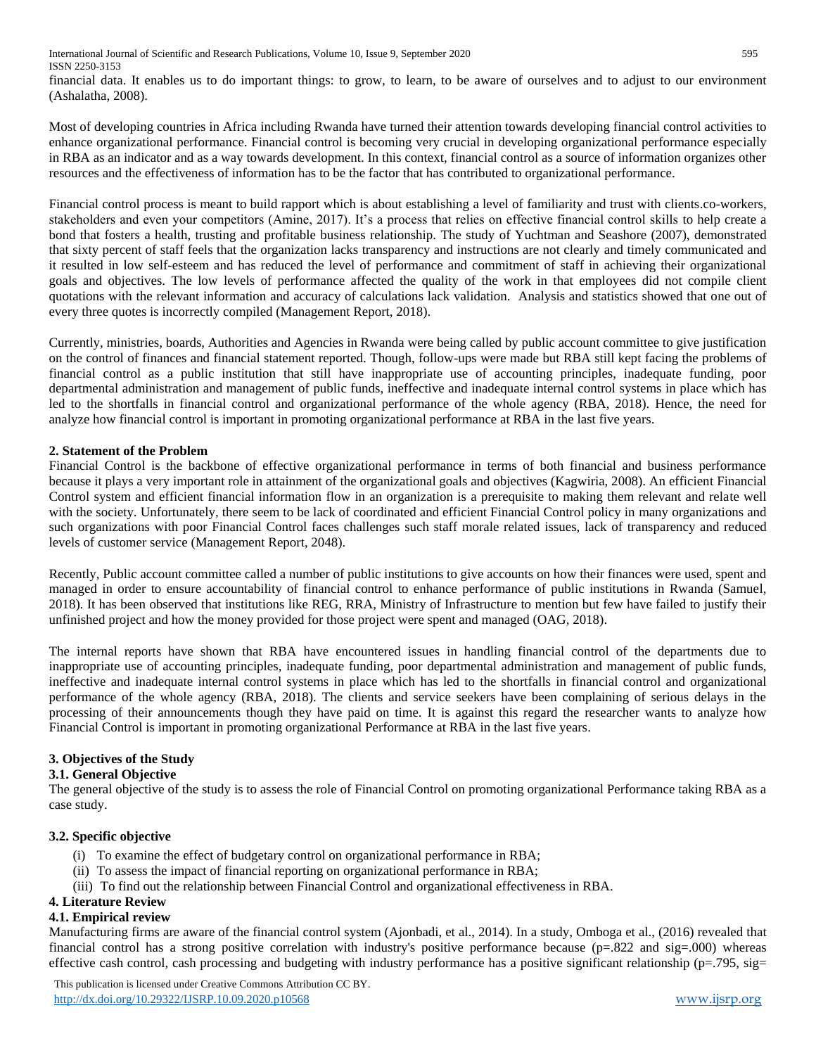financial data. It enables us to do important things: to grow, to learn, to be aware of ourselves and to adjust to our environment (Ashalatha, 2008).

Most of developing countries in Africa including Rwanda have turned their attention towards developing financial control activities to enhance organizational performance. Financial control is becoming very crucial in developing organizational performance especially in RBA as an indicator and as a way towards development. In this context, financial control as a source of information organizes other resources and the effectiveness of information has to be the factor that has contributed to organizational performance.

Financial control process is meant to build rapport which is about establishing a level of familiarity and trust with clients.co-workers, stakeholders and even your competitors (Amine, 2017). It's a process that relies on effective financial control skills to help create a bond that fosters a health, trusting and profitable business relationship. The study of Yuchtman and Seashore (2007), demonstrated that sixty percent of staff feels that the organization lacks transparency and instructions are not clearly and timely communicated and it resulted in low self-esteem and has reduced the level of performance and commitment of staff in achieving their organizational goals and objectives. The low levels of performance affected the quality of the work in that employees did not compile client quotations with the relevant information and accuracy of calculations lack validation. Analysis and statistics showed that one out of every three quotes is incorrectly compiled (Management Report, 2018).

Currently, ministries, boards, Authorities and Agencies in Rwanda were being called by public account committee to give justification on the control of finances and financial statement reported. Though, follow-ups were made but RBA still kept facing the problems of financial control as a public institution that still have inappropriate use of accounting principles, inadequate funding, poor departmental administration and management of public funds, ineffective and inadequate internal control systems in place which has led to the shortfalls in financial control and organizational performance of the whole agency (RBA, 2018). Hence, the need for analyze how financial control is important in promoting organizational performance at RBA in the last five years.

## 2. Statement of the Problem

Financial Control is the backbone of effective organizational performance in terms of both financial and business performance because it plays a very important role in attainment of the organizational goals and objectives (Kagwiria, 2008). An efficient Financial Control system and efficient financial information flow in an organization is a prerequisite to making them relevant and relate well with the society. Unfortunately, there seem to be lack of coordinated and efficient Financial Control policy in many organizations and such organizations with poor Financial Control faces challenges such staff morale related issues, lack of transparency and reduced levels of customer service (Management Report, 2048).

Recently, Public account committee called a number of public institutions to give accounts on how their finances were used, spent and managed in order to ensure accountability of financial control to enhance performance of public institutions in Rwanda (Samuel, 2018). It has been observed that institutions like REG, RRA, Ministry of Infrastructure to mention but few have failed to justify their unfinished project and how the money provided for those project were spent and managed (OAG, 2018).

The internal reports have shown that RBA have encountered issues in handling financial control of the departments due to inappropriate use of accounting principles, inadequate funding, poor departmental administration and management of public funds, ineffective and inadequate internal control systems in place which has led to the shortfalls in financial control and organizational performance of the whole agency (RBA, 2018). The clients and service seekers have been complaining of serious delays in the processing of their announcements though they have paid on time. It is against this regard the researcher wants to analyze how Financial Control is important in promoting organizational Performance at RBA in the last five years.

## 3. Objectives of the Study

### 3.1. General Objective

The general objective of the study is to assess the role of Financial Control on promoting organizational Performance taking RBA as a case study.

### 3.2. Specific objective

(i) To examine the effect of budgetary control on organizational performance in RBA;
(ii) To assess the impact of financial reporting on organizational performance in RBA;
(iii) To find out the relationship between Financial Control and organizational effectiveness in RBA.

## 4. Literature Review

### 4.1. Empirical review

Manufacturing firms are aware of the financial control system (Ajonbadi, et al., 2014). In a study, Omboga et al., (2016) revealed that financial control has a strong positive correlation with industry's positive performance because (p=.822 and sig=.000) whereas effective cash control, cash processing and budgeting with industry performance has a positive significant relationship (p=.795, sig=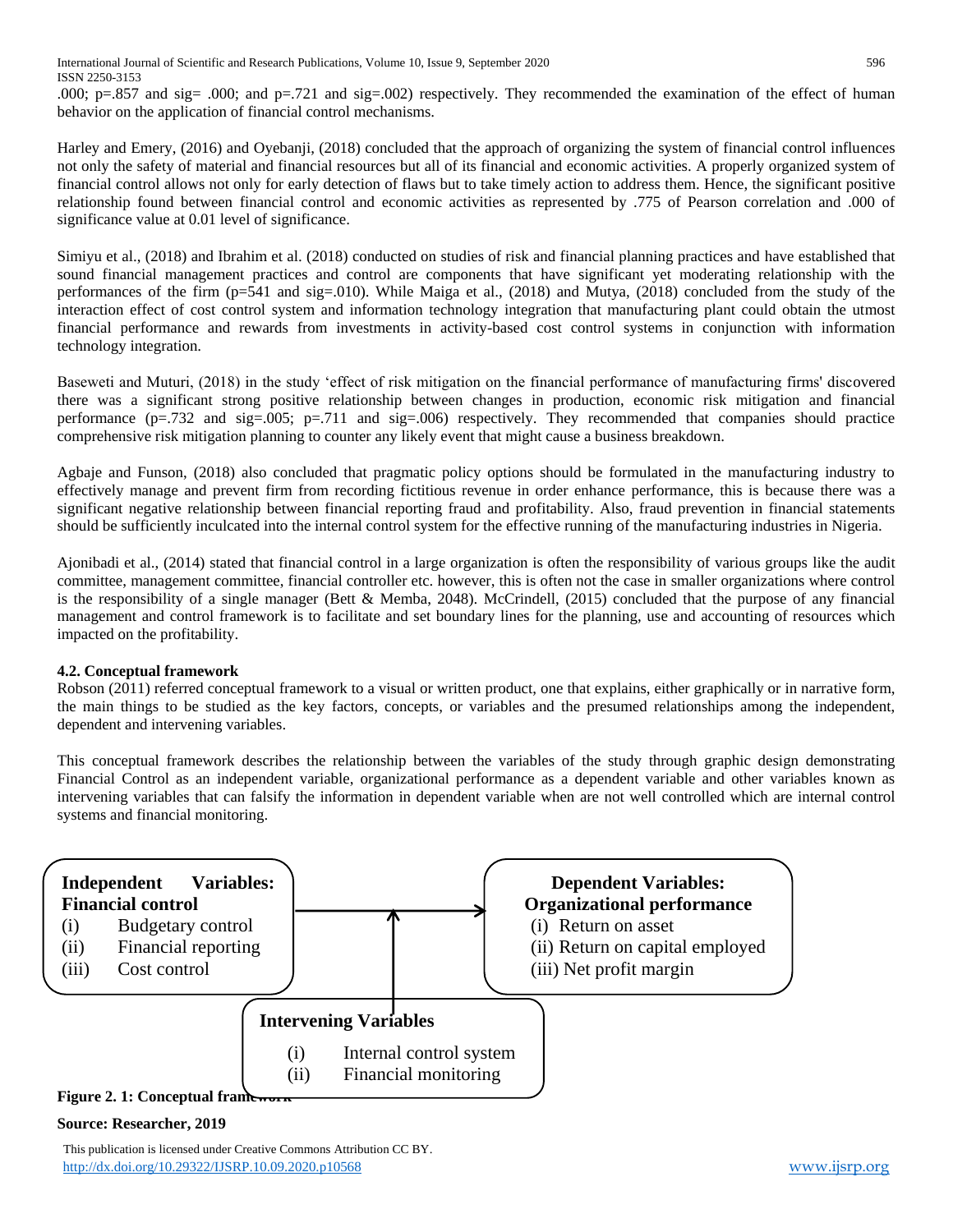.000; p=.857 and sig= .000; and p=.721 and sig=.002) respectively. They recommended the examination of the effect of human behavior on the application of financial control mechanisms.

Harley and Emery, (2016) and Oyebanji, (2018) concluded that the approach of organizing the system of financial control influences not only the safety of material and financial resources but all of its financial and economic activities. A properly organized system of financial control allows not only for early detection of flaws but to take timely action to address them. Hence, the significant positive relationship found between financial control and economic activities as represented by .775 of Pearson correlation and .000 of significance value at 0.01 level of significance.

Simiyu et al., (2018) and Ibrahim et al. (2018) conducted on studies of risk and financial planning practices and have established that sound financial management practices and control are components that have significant yet moderating relationship with the performances of the firm (p=541 and sig=.010). While Maiga et al., (2018) and Mutya, (2018) concluded from the study of the interaction effect of cost control system and information technology integration that manufacturing plant could obtain the utmost financial performance and rewards from investments in activity-based cost control systems in conjunction with information technology integration.

Baseweti and Muturi, (2018) in the study 'effect of risk mitigation on the financial performance of manufacturing firms' discovered there was a significant strong positive relationship between changes in production, economic risk mitigation and financial performance (p=.732 and sig=.005; p=.711 and sig=.006) respectively. They recommended that companies should practice comprehensive risk mitigation planning to counter any likely event that might cause a business breakdown.

Agbaje and Funson, (2018) also concluded that pragmatic policy options should be formulated in the manufacturing industry to effectively manage and prevent firm from recording fictitious revenue in order enhance performance, this is because there was a significant negative relationship between financial reporting fraud and profitability. Also, fraud prevention in financial statements should be sufficiently inculcated into the internal control system for the effective running of the manufacturing industries in Nigeria.

Ajonibadi et al., (2014) stated that financial control in a large organization is often the responsibility of various groups like the audit committee, management committee, financial controller etc. however, this is often not the case in smaller organizations where control is the responsibility of a single manager (Bett & Memba, 2048). McCrindell, (2015) concluded that the purpose of any financial management and control framework is to facilitate and set boundary lines for the planning, use and accounting of resources which impacted on the profitability.

**4.2. Conceptual framework**

Robson (2011) referred conceptual framework to a visual or written product, one that explains, either graphically or in narrative form, the main things to be studied as the key factors, concepts, or variables and the presumed relationships among the independent, dependent and intervening variables.

This conceptual framework describes the relationship between the variables of the study through graphic design demonstrating Financial Control as an independent variable, organizational performance as a dependent variable and other variables known as intervening variables that can falsify the information in dependent variable when are not well controlled which are internal control systems and financial monitoring.

**Independent Variables: Financial control**
(i) Budgetary control
(ii) Financial reporting
(iii) Cost control

**Dependent Variables: Organizational performance**
(i) Return on asset
(ii) Return on capital employed
(iii) Net profit margin

**Intervening Variables**
(i) Internal control system
(ii) Financial monitoring

**Figure 2. 1: Conceptual framework**

**Source: Researcher, 2019**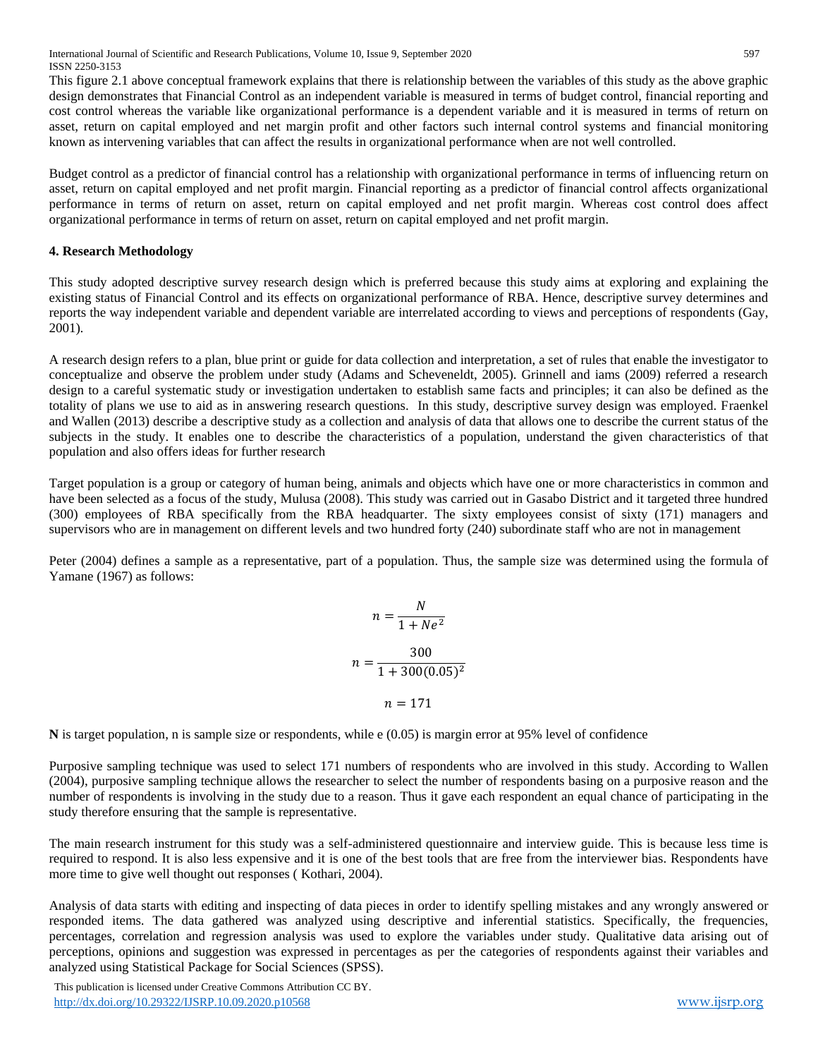This figure 2.1 above conceptual framework explains that there is relationship between the variables of this study as the above graphic design demonstrates that Financial Control as an independent variable is measured in terms of budget control, financial reporting and cost control whereas the variable like organizational performance is a dependent variable and it is measured in terms of return on asset, return on capital employed and net margin profit and other factors such internal control systems and financial monitoring known as intervening variables that can affect the results in organizational performance when are not well controlled.

Budget control as a predictor of financial control has a relationship with organizational performance in terms of influencing return on asset, return on capital employed and net profit margin. Financial reporting as a predictor of financial control affects organizational performance in terms of return on asset, return on capital employed and net profit margin. Whereas cost control does affect organizational performance in terms of return on asset, return on capital employed and net profit margin.

## 4. Research Methodology

This study adopted descriptive survey research design which is preferred because this study aims at exploring and explaining the existing status of Financial Control and its effects on organizational performance of RBA. Hence, descriptive survey determines and reports the way independent variable and dependent variable are interrelated according to views and perceptions of respondents (Gay, 2001).

A research design refers to a plan, blue print or guide for data collection and interpretation, a set of rules that enable the investigator to conceptualize and observe the problem under study (Adams and Scheveneldt, 2005). Grinnell and iams (2009) referred a research design to a careful systematic study or investigation undertaken to establish same facts and principles; it can also be defined as the totality of plans we use to aid as in answering research questions. In this study, descriptive survey design was employed. Fraenkel and Wallen (2013) describe a descriptive study as a collection and analysis of data that allows one to describe the current status of the subjects in the study. It enables one to describe the characteristics of a population, understand the given characteristics of that population and also offers ideas for further research

Target population is a group or category of human being, animals and objects which have one or more characteristics in common and have been selected as a focus of the study, Mulusa (2008). This study was carried out in Gasabo District and it targeted three hundred (300) employees of RBA specifically from the RBA headquarter. The sixty employees consist of sixty (171) managers and supervisors who are in management on different levels and two hundred forty (240) subordinate staff who are not in management

Peter (2004) defines a sample as a representative, part of a population. Thus, the sample size was determined using the formula of Yamane (1967) as follows:

$$n = \frac{N}{1 + Ne^2}$$

$$n = \frac{300}{1 + 300(0.05)^2}$$

$$n = 171$$

**N** is target population, n is sample size or respondents, while e (0.05) is margin error at 95% level of confidence

Purposive sampling technique was used to select 171 numbers of respondents who are involved in this study. According to Wallen (2004), purposive sampling technique allows the researcher to select the number of respondents basing on a purposive reason and the number of respondents is involving in the study due to a reason. Thus it gave each respondent an equal chance of participating in the study therefore ensuring that the sample is representative.

The main research instrument for this study was a self-administered questionnaire and interview guide. This is because less time is required to respond. It is also less expensive and it is one of the best tools that are free from the interviewer bias. Respondents have more time to give well thought out responses ( Kothari, 2004).

Analysis of data starts with editing and inspecting of data pieces in order to identify spelling mistakes and any wrongly answered or responded items. The data gathered was analyzed using descriptive and inferential statistics. Specifically, the frequencies, percentages, correlation and regression analysis was used to explore the variables under study. Qualitative data arising out of perceptions, opinions and suggestion was expressed in percentages as per the categories of respondents against their variables and analyzed using Statistical Package for Social Sciences (SPSS).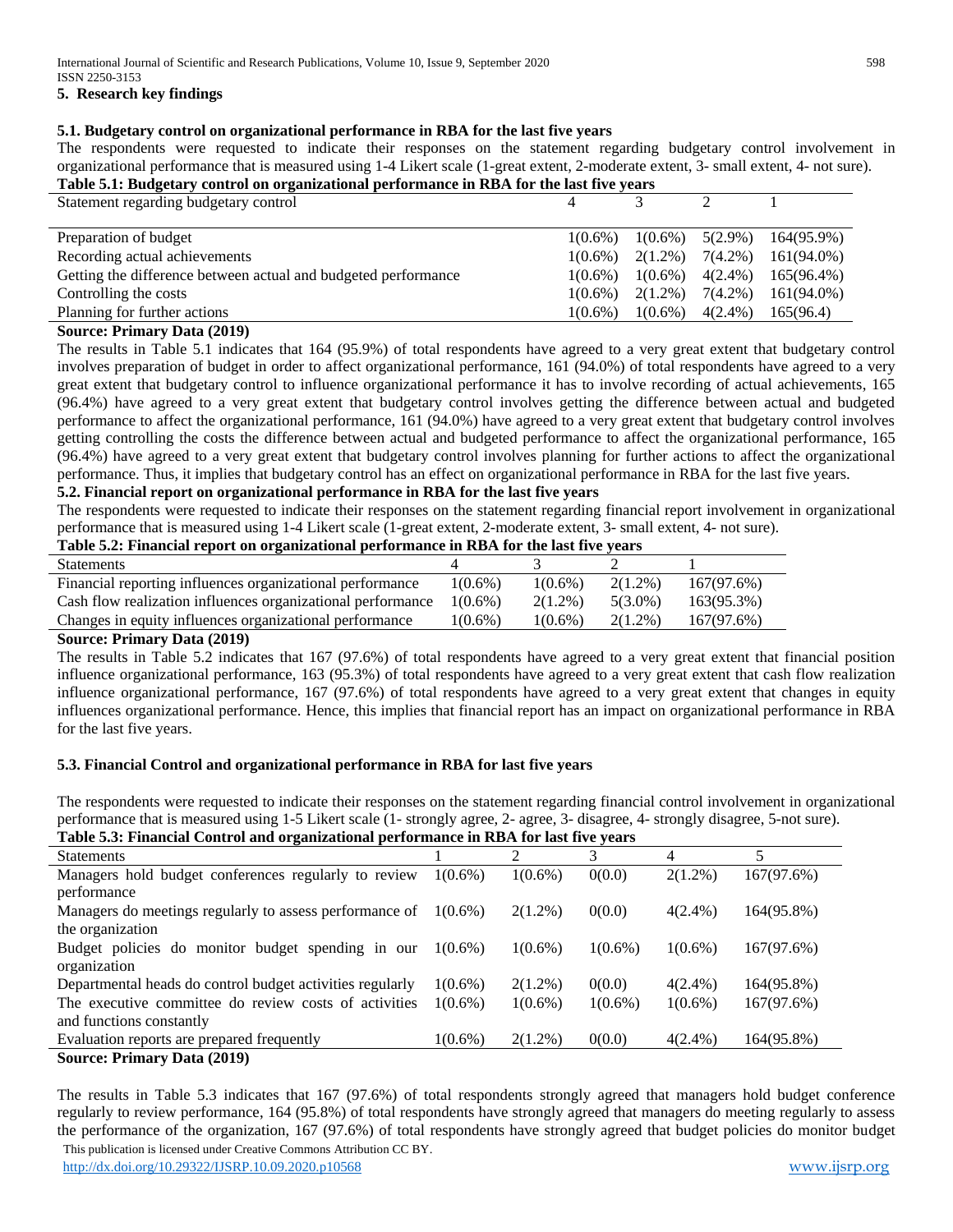## 5. Research key findings

### 5.1. Budgetary control on organizational performance in RBA for the last five years

The respondents were requested to indicate their responses on the statement regarding budgetary control involvement in organizational performance that is measured using 1-4 Likert scale (1-great extent, 2-moderate extent, 3- small extent, 4- not sure).

**Table 5.1: Budgetary control on organizational performance in RBA for the last five years**

| Statement regarding budgetary control | 4 | 3 | 2 | 1 |
|---|---|---|---|---|
| Preparation of budget | 1(0.6%) | 1(0.6%) | 5(2.9%) | 164(95.9%) |
| Recording actual achievements | 1(0.6%) | 2(1.2%) | 7(4.2%) | 161(94.0%) |
| Getting the difference between actual and budgeted performance | 1(0.6%) | 1(0.6%) | 4(2.4%) | 165(96.4%) |
| Controlling the costs | 1(0.6%) | 2(1.2%) | 7(4.2%) | 161(94.0%) |
| Planning for further actions | 1(0.6%) | 1(0.6%) | 4(2.4%) | 165(96.4) |

**Source: Primary Data (2019)**

The results in Table 5.1 indicates that 164 (95.9%) of total respondents have agreed to a very great extent that budgetary control involves preparation of budget in order to affect organizational performance, 161 (94.0%) of total respondents have agreed to a very great extent that budgetary control to influence organizational performance it has to involve recording of actual achievements, 165 (96.4%) have agreed to a very great extent that budgetary control involves getting the difference between actual and budgeted performance to affect the organizational performance, 161 (94.0%) have agreed to a very great extent that budgetary control involves getting controlling the costs the difference between actual and budgeted performance to affect the organizational performance, 165 (96.4%) have agreed to a very great extent that budgetary control involves planning for further actions to affect the organizational performance. Thus, it implies that budgetary control has an effect on organizational performance in RBA for the last five years.

### 5.2. Financial report on organizational performance in RBA for the last five years

The respondents were requested to indicate their responses on the statement regarding financial report involvement in organizational performance that is measured using 1-4 Likert scale (1-great extent, 2-moderate extent, 3- small extent, 4- not sure).

**Table 5.2: Financial report on organizational performance in RBA for the last five years**

| Statements | 4 | 3 | 2 | 1 |
|---|---|---|---|---|
| Financial reporting influences organizational performance | 1(0.6%) | 1(0.6%) | 2(1.2%) | 167(97.6%) |
| Cash flow realization influences organizational performance | 1(0.6%) | 2(1.2%) | 5(3.0%) | 163(95.3%) |
| Changes in equity influences organizational performance | 1(0.6%) | 1(0.6%) | 2(1.2%) | 167(97.6%) |

**Source: Primary Data (2019)**

The results in Table 5.2 indicates that 167 (97.6%) of total respondents have agreed to a very great extent that financial position influence organizational performance, 163 (95.3%) of total respondents have agreed to a very great extent that cash flow realization influence organizational performance, 167 (97.6%) of total respondents have agreed to a very great extent that changes in equity influences organizational performance. Hence, this implies that financial report has an impact on organizational performance in RBA for the last five years.

### 5.3. Financial Control and organizational performance in RBA for last five years

The respondents were requested to indicate their responses on the statement regarding financial control involvement in organizational performance that is measured using 1-5 Likert scale (1- strongly agree, 2- agree, 3- disagree, 4- strongly disagree, 5-not sure).

**Table 5.3: Financial Control and organizational performance in RBA for last five years**

| Statements | 1 | 2 | 3 | 4 | 5 |
|---|---|---|---|---|---|
| Managers hold budget conferences regularly to review performance | 1(0.6%) | 1(0.6%) | 0(0.0) | 2(1.2%) | 167(97.6%) |
| Managers do meetings regularly to assess performance of the organization | 1(0.6%) | 2(1.2%) | 0(0.0) | 4(2.4%) | 164(95.8%) |
| Budget policies do monitor budget spending in our organization | 1(0.6%) | 1(0.6%) | 1(0.6%) | 1(0.6%) | 167(97.6%) |
| Departmental heads do control budget activities regularly | 1(0.6%) | 2(1.2%) | 0(0.0) | 4(2.4%) | 164(95.8%) |
| The executive committee do review costs of activities and functions constantly | 1(0.6%) | 1(0.6%) | 1(0.6%) | 1(0.6%) | 167(97.6%) |
| Evaluation reports are prepared frequently | 1(0.6%) | 2(1.2%) | 0(0.0) | 4(2.4%) | 164(95.8%) |

**Source: Primary Data (2019)**

The results in Table 5.3 indicates that 167 (97.6%) of total respondents strongly agreed that managers hold budget conference regularly to review performance, 164 (95.8%) of total respondents have strongly agreed that managers do meeting regularly to assess the performance of the organization, 167 (97.6%) of total respondents have strongly agreed that budget policies do monitor budget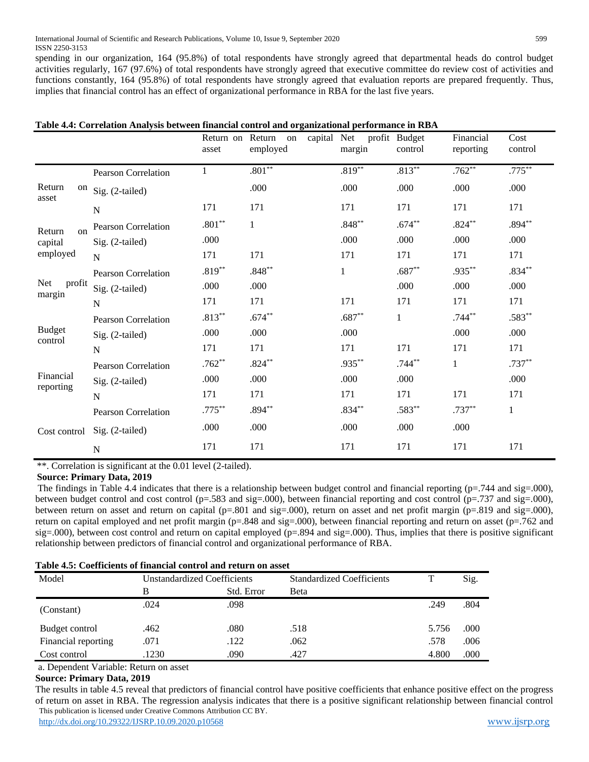spending in our organization, 164 (95.8%) of total respondents have strongly agreed that departmental heads do control budget activities regularly, 167 (97.6%) of total respondents have strongly agreed that executive committee do review cost of activities and functions constantly, 164 (95.8%) of total respondents have strongly agreed that evaluation reports are prepared frequently. Thus, implies that financial control has an effect of organizational performance in RBA for the last five years.

**Table 4.4: Correlation Analysis between financial control and organizational performance in RBA**

| | | Return on asset | Return on capital employed | Net profit margin | Budget control | Financial reporting | Cost control |
|---|---|---|---|---|---|---|---|
| Return on asset | Pearson Correlation | 1 | .801** | .819** | .813** | .762** | .775** |
| | Sig. (2-tailed) | | .000 | .000 | .000 | .000 | .000 |
| | N | 171 | 171 | 171 | 171 | 171 | 171 |
| Return on capital employed | Pearson Correlation | .801** | 1 | .848** | .674** | .824** | .894** |
| | Sig. (2-tailed) | .000 | | .000 | .000 | .000 | .000 |
| | N | 171 | 171 | 171 | 171 | 171 | 171 |
| Net profit margin | Pearson Correlation | .819** | .848** | 1 | .687** | .935** | .834** |
| | Sig. (2-tailed) | .000 | .000 | | .000 | .000 | .000 |
| | N | 171 | 171 | 171 | 171 | 171 | 171 |
| Budget control | Pearson Correlation | .813** | .674** | .687** | 1 | .744** | .583** |
| | Sig. (2-tailed) | .000 | .000 | .000 | | .000 | .000 |
| | N | 171 | 171 | 171 | 171 | 171 | 171 |
| Financial reporting | Pearson Correlation | .762** | .824** | .935** | .744** | 1 | .737** |
| | Sig. (2-tailed) | .000 | .000 | .000 | .000 | | .000 |
| | N | 171 | 171 | 171 | 171 | 171 | 171 |
| Cost control | Pearson Correlation | .775** | .894** | .834** | .583** | .737** | 1 |
| | Sig. (2-tailed) | .000 | .000 | .000 | .000 | .000 | |
| | N | 171 | 171 | 171 | 171 | 171 | 171 |

**. Correlation is significant at the 0.01 level (2-tailed).

**Source: Primary Data, 2019**

The findings in Table 4.4 indicates that there is a relationship between budget control and financial reporting (p=.744 and sig=.000), between budget control and cost control (p=.583 and sig=.000), between financial reporting and cost control (p=.737 and sig=.000), between return on asset and return on capital (p=.801 and sig=.000), return on asset and net profit margin (p=.819 and sig=.000), return on capital employed and net profit margin (p=.848 and sig=.000), between financial reporting and return on asset (p=.762 and sig=.000), between cost control and return on capital employed (p=.894 and sig=.000). Thus, implies that there is positive significant relationship between predictors of financial control and organizational performance of RBA.

**Table 4.5: Coefficients of financial control and return on asset**

| Model | Unstandardized Coefficients | | Standardized Coefficients | T | Sig. |
|---|---|---|---|---|---|
| | B | Std. Error | Beta | | |
| (Constant) | .024 | .098 | | .249 | .804 |
| Budget control | .462 | .080 | .518 | 5.756 | .000 |
| Financial reporting | .071 | .122 | .062 | .578 | .006 |
| Cost control | .1230 | .090 | .427 | 4.800 | .000 |

a. Dependent Variable: Return on asset

**Source: Primary Data, 2019**

The results in table 4.5 reveal that predictors of financial control have positive coefficients that enhance positive effect on the progress of return on asset in RBA. The regression analysis indicates that there is a positive significant relationship between financial control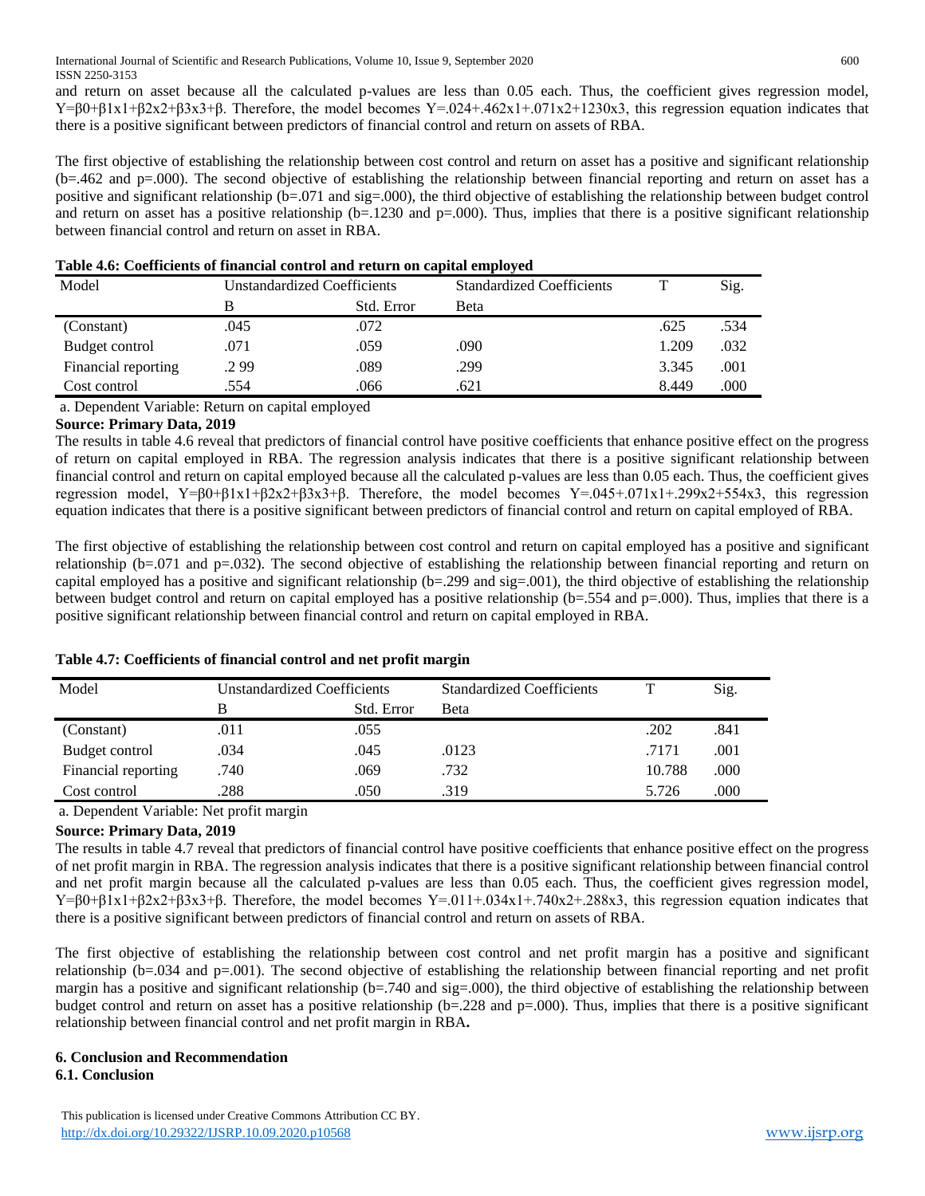and return on asset because all the calculated p-values are less than 0.05 each. Thus, the coefficient gives regression model, $Y=\beta 0+\beta 1x1+\beta 2x2+\beta 3x3+\beta$. Therefore, the model becomes $Y=.024+.462x1+.071x2+1230x3$, this regression equation indicates that there is a positive significant between predictors of financial control and return on assets of RBA.

The first objective of establishing the relationship between cost control and return on asset has a positive and significant relationship (b=.462 and p=.000). The second objective of establishing the relationship between financial reporting and return on asset has a positive and significant relationship (b=.071 and sig=.000), the third objective of establishing the relationship between budget control and return on asset has a positive relationship (b=.1230 and p=.000). Thus, implies that there is a positive significant relationship between financial control and return on asset in RBA.

**Table 4.6: Coefficients of financial control and return on capital employed**

| Model | Unstandardized Coefficients | | Standardized Coefficients | T | Sig. |
|---|---|---|---|---|---|
| | B | Std. Error | Beta | | |
| (Constant) | .045 | .072 | | .625 | .534 |
| Budget control | .071 | .059 | .090 | 1.209 | .032 |
| Financial reporting | .2 99 | .089 | .299 | 3.345 | .001 |
| Cost control | .554 | .066 | .621 | 8.449 | .000 |

a. Dependent Variable: Return on capital employed

**Source: Primary Data, 2019**

The results in table 4.6 reveal that predictors of financial control have positive coefficients that enhance positive effect on the progress of return on capital employed in RBA. The regression analysis indicates that there is a positive significant relationship between financial control and return on capital employed because all the calculated p-values are less than 0.05 each. Thus, the coefficient gives regression model, $Y=\beta 0+\beta 1x1+\beta 2x2+\beta 3x3+\beta$. Therefore, the model becomes $Y=.045+.071x1+.299x2+554x3$, this regression equation indicates that there is a positive significant between predictors of financial control and return on capital employed of RBA.

The first objective of establishing the relationship between cost control and return on capital employed has a positive and significant relationship (b=.071 and p=.032). The second objective of establishing the relationship between financial reporting and return on capital employed has a positive and significant relationship (b=.299 and sig=.001), the third objective of establishing the relationship between budget control and return on capital employed has a positive relationship (b=.554 and p=.000). Thus, implies that there is a positive significant relationship between financial control and return on capital employed in RBA.

**Table 4.7: Coefficients of financial control and net profit margin**

| Model | Unstandardized Coefficients | | Standardized Coefficients | T | Sig. |
|---|---|---|---|---|---|
| | B | Std. Error | Beta | | |
| (Constant) | .011 | .055 | | .202 | .841 |
| Budget control | .034 | .045 | .0123 | .7171 | .001 |
| Financial reporting | .740 | .069 | .732 | 10.788 | .000 |
| Cost control | .288 | .050 | .319 | 5.726 | .000 |

a. Dependent Variable: Net profit margin

**Source: Primary Data, 2019**

The results in table 4.7 reveal that predictors of financial control have positive coefficients that enhance positive effect on the progress of net profit margin in RBA. The regression analysis indicates that there is a positive significant relationship between financial control and net profit margin because all the calculated p-values are less than 0.05 each. Thus, the coefficient gives regression model, $Y=\beta 0+\beta 1x1+\beta 2x2+\beta 3x3+\beta$. Therefore, the model becomes $Y=.011+.034x1+.740x2+.288x3$, this regression equation indicates that there is a positive significant between predictors of financial control and return on assets of RBA.

The first objective of establishing the relationship between cost control and net profit margin has a positive and significant relationship (b=.034 and p=.001). The second objective of establishing the relationship between financial reporting and net profit margin has a positive and significant relationship (b=.740 and sig=.000), the third objective of establishing the relationship between budget control and return on asset has a positive relationship (b=.228 and p=.000). Thus, implies that there is a positive significant relationship between financial control and net profit margin in RBA**.**

## 6. Conclusion and Recommendation

### 6.1. Conclusion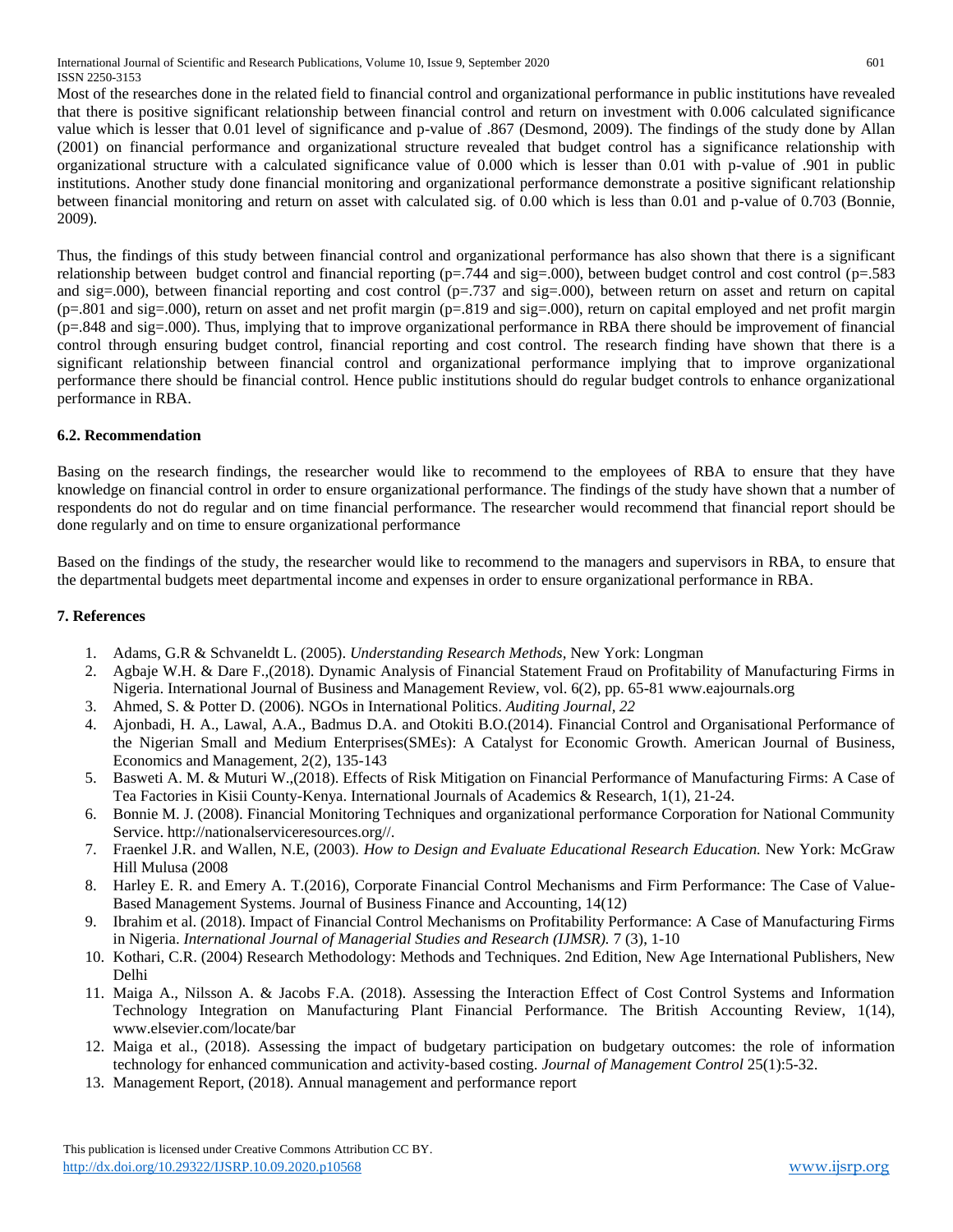Most of the researches done in the related field to financial control and organizational performance in public institutions have revealed that there is positive significant relationship between financial control and return on investment with 0.006 calculated significance value which is lesser that 0.01 level of significance and p-value of .867 (Desmond, 2009). The findings of the study done by Allan (2001) on financial performance and organizational structure revealed that budget control has a significance relationship with organizational structure with a calculated significance value of 0.000 which is lesser than 0.01 with p-value of .901 in public institutions. Another study done financial monitoring and organizational performance demonstrate a positive significant relationship between financial monitoring and return on asset with calculated sig. of 0.00 which is less than 0.01 and p-value of 0.703 (Bonnie, 2009).

Thus, the findings of this study between financial control and organizational performance has also shown that there is a significant relationship between budget control and financial reporting (p=.744 and sig=.000), between budget control and cost control (p=.583 and sig=.000), between financial reporting and cost control (p=.737 and sig=.000), between return on asset and return on capital (p=.801 and sig=.000), return on asset and net profit margin (p=.819 and sig=.000), return on capital employed and net profit margin (p=.848 and sig=.000). Thus, implying that to improve organizational performance in RBA there should be improvement of financial control through ensuring budget control, financial reporting and cost control. The research finding have shown that there is a significant relationship between financial control and organizational performance implying that to improve organizational performance there should be financial control. Hence public institutions should do regular budget controls to enhance organizational performance in RBA.

### 6.2. Recommendation

Basing on the research findings, the researcher would like to recommend to the employees of RBA to ensure that they have knowledge on financial control in order to ensure organizational performance. The findings of the study have shown that a number of respondents do not do regular and on time financial performance. The researcher would recommend that financial report should be done regularly and on time to ensure organizational performance

Based on the findings of the study, the researcher would like to recommend to the managers and supervisors in RBA, to ensure that the departmental budgets meet departmental income and expenses in order to ensure organizational performance in RBA.

## 7. References

1. Adams, G.R & Schvaneldt L. (2005). *Understanding Research Methods*, New York: Longman
2. Agbaje W.H. & Dare F.,(2018). Dynamic Analysis of Financial Statement Fraud on Profitability of Manufacturing Firms in Nigeria. International Journal of Business and Management Review, vol. 6(2), pp. 65-81 www.eajournals.org
3. Ahmed, S. & Potter D. (2006). NGOs in International Politics. *Auditing Journal, 22*
4. Ajonbadi, H. A., Lawal, A.A., Badmus D.A. and Otokiti B.O.(2014). Financial Control and Organisational Performance of the Nigerian Small and Medium Enterprises(SMEs): A Catalyst for Economic Growth. American Journal of Business, Economics and Management, 2(2), 135-143
5. Basweti A. M. & Muturi W.,(2018). Effects of Risk Mitigation on Financial Performance of Manufacturing Firms: A Case of Tea Factories in Kisii County-Kenya. International Journals of Academics & Research, 1(1), 21-24.
6. Bonnie M. J. (2008). Financial Monitoring Techniques and organizational performance Corporation for National Community Service. http://nationalserviceresources.org//.
7. Fraenkel J.R. and Wallen, N.E, (2003). *How to Design and Evaluate Educational Research Education.* New York: McGraw Hill Mulusa (2008
8. Harley E. R. and Emery A. T.(2016), Corporate Financial Control Mechanisms and Firm Performance: The Case of Value-Based Management Systems. Journal of Business Finance and Accounting, 14(12)
9. Ibrahim et al. (2018). Impact of Financial Control Mechanisms on Profitability Performance: A Case of Manufacturing Firms in Nigeria. *International Journal of Managerial Studies and Research (IJMSR).* 7 (3), 1-10
10. Kothari, C.R. (2004) Research Methodology: Methods and Techniques. 2nd Edition, New Age International Publishers, New Delhi
11. Maiga A., Nilsson A. & Jacobs F.A. (2018). Assessing the Interaction Effect of Cost Control Systems and Information Technology Integration on Manufacturing Plant Financial Performance. The British Accounting Review, 1(14), www.elsevier.com/locate/bar
12. Maiga et al., (2018). Assessing the impact of budgetary participation on budgetary outcomes: the role of information technology for enhanced communication and activity-based costing. *Journal of Management Control* 25(1):5-32.
13. Management Report, (2018). Annual management and performance report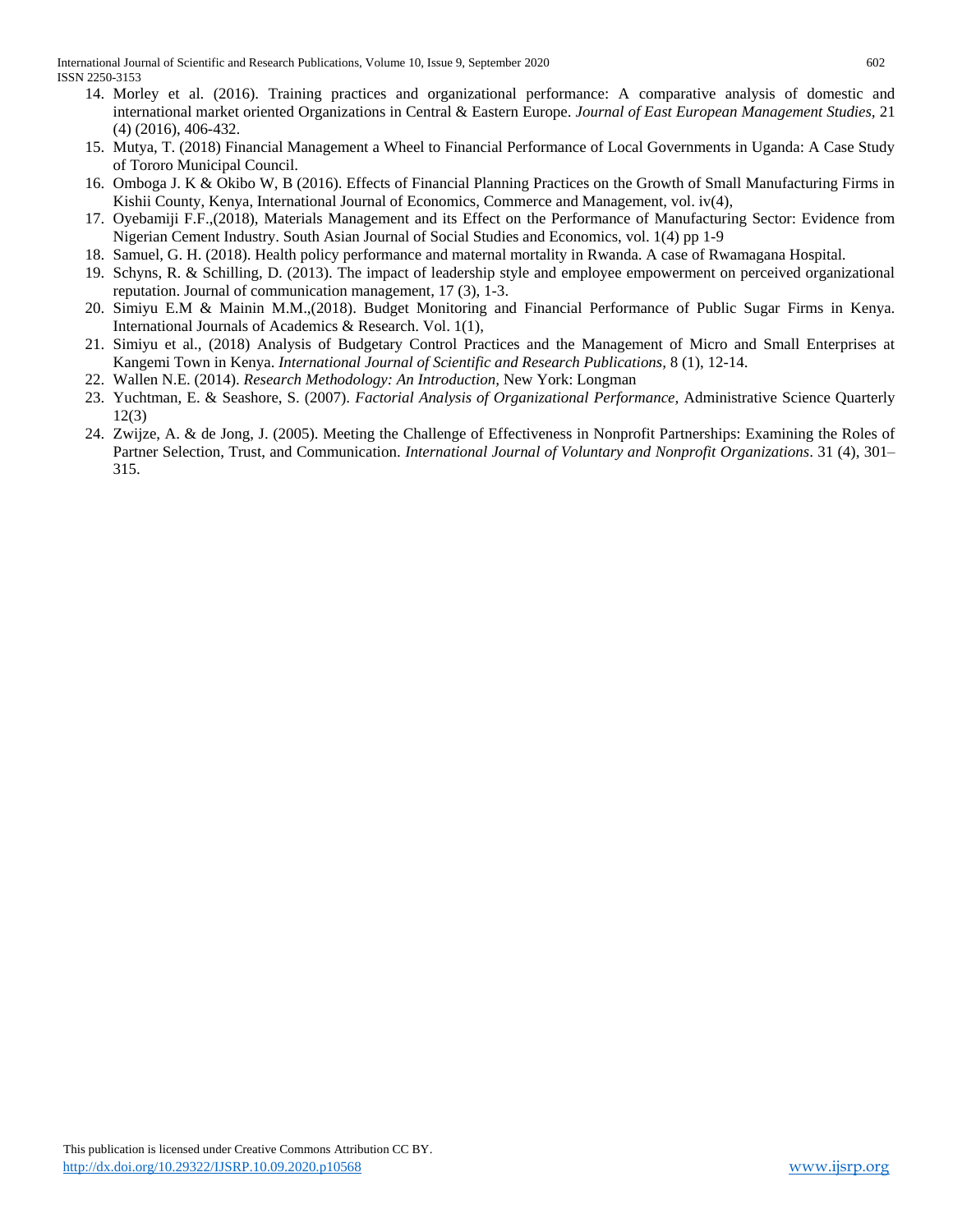14. Morley et al. (2016). Training practices and organizational performance: A comparative analysis of domestic and international market oriented Organizations in Central & Eastern Europe. *Journal of East European Management Studies,* 21 (4) (2016), 406-432.
15. Mutya, T. (2018) Financial Management a Wheel to Financial Performance of Local Governments in Uganda: A Case Study of Tororo Municipal Council.
16. Omboga J. K & Okibo W, B (2016). Effects of Financial Planning Practices on the Growth of Small Manufacturing Firms in Kishii County, Kenya, International Journal of Economics, Commerce and Management, vol. iv(4),
17. Oyebamiji F.F.,(2018), Materials Management and its Effect on the Performance of Manufacturing Sector: Evidence from Nigerian Cement Industry. South Asian Journal of Social Studies and Economics, vol. 1(4) pp 1-9
18. Samuel, G. H. (2018). Health policy performance and maternal mortality in Rwanda. A case of Rwamagana Hospital.
19. Schyns, R. & Schilling, D. (2013). The impact of leadership style and employee empowerment on perceived organizational reputation. Journal of communication management, 17 (3), 1-3.
20. Simiyu E.M & Mainin M.M.,(2018). Budget Monitoring and Financial Performance of Public Sugar Firms in Kenya. International Journals of Academics & Research. Vol. 1(1),
21. Simiyu et al., (2018) Analysis of Budgetary Control Practices and the Management of Micro and Small Enterprises at Kangemi Town in Kenya. *International Journal of Scientific and Research Publications,* 8 (1), 12-14.
22. Wallen N.E. (2014). *Research Methodology: An Introduction*, New York: Longman
23. Yuchtman, E. & Seashore, S. (2007). *Factorial Analysis of Organizational Performance*, Administrative Science Quarterly 12(3)
24. Zwijze, A. & de Jong, J. (2005). Meeting the Challenge of Effectiveness in Nonprofit Partnerships: Examining the Roles of Partner Selection, Trust, and Communication. *International Journal of Voluntary and Nonprofit Organizations*. 31 (4), 301–315.